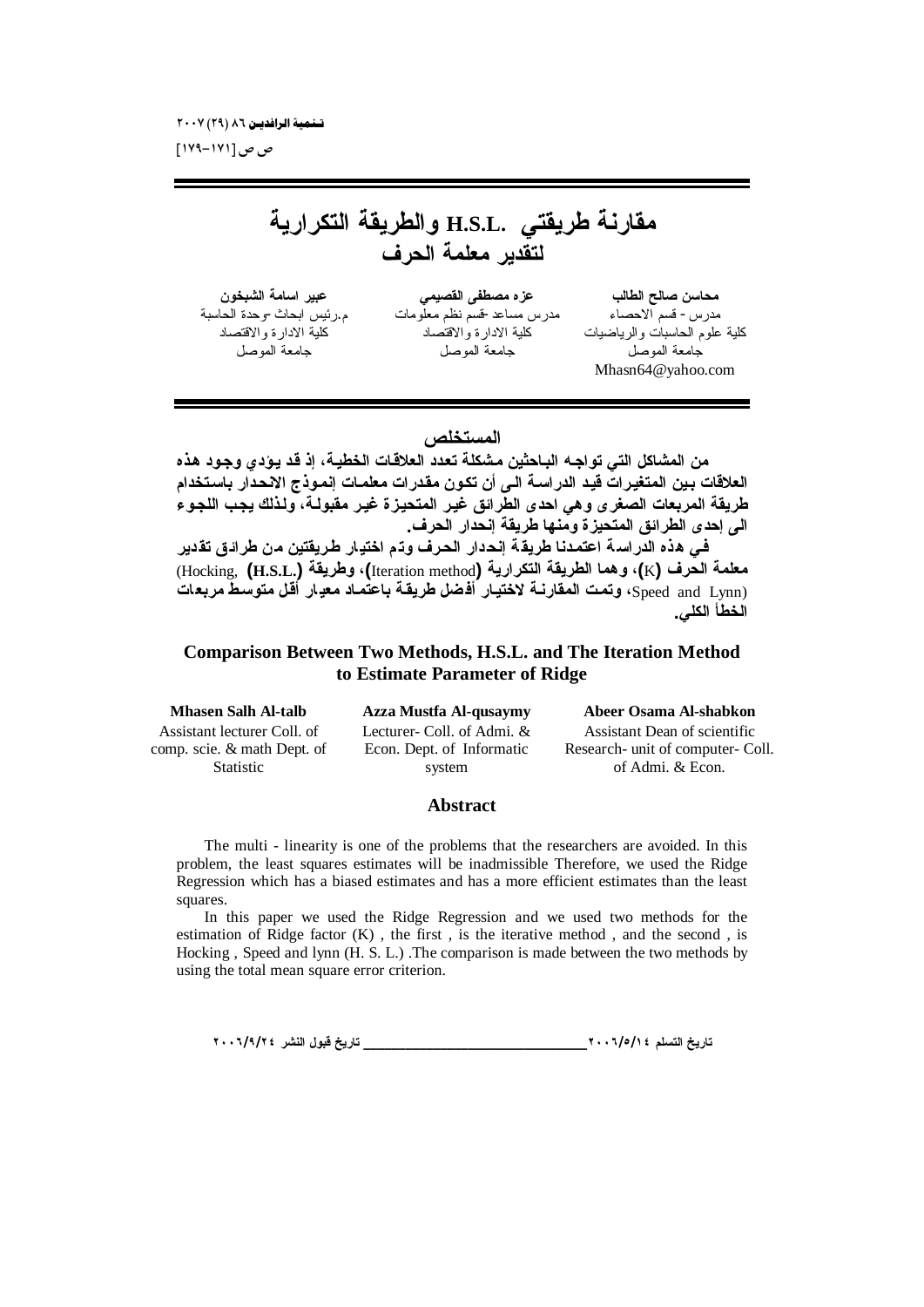# مقارنة طريقتي .H.S.L والطريقة التكرارية لتقدير معلمة الحرف

**محاسن صالح الطالب**
مدرس - قسم الاحصاء
كلية علوم الحاسبات والرياضيات
جامعة الموصل
Mhasn64@yahoo.com

**عزه مصطفى القصيمي**
مدرس مساعد -قسم نظم معلومات
كلية الادارة والاقتصاد
جامعة الموصل

**عبير اسامة الشبخون**
م.رئيس ابحاث -وحدة الحاسبة
كلية الادارة والاقتصاد
جامعة الموصل

## المستخلص

**من المشاكل التي تواجه الباحثين مشكلة تعدد العلاقات الخطية، إذ قد يؤدي وجود هذه العلاقات بين المتغيرات قيد الدراسة الى أن تكون مقدرات معلمات إنموذج الانحدار باستخدام طريقة المربعات الصغرى وهي احدى الطرائق غير المتحيزة غير مقبولة، ولذلك يجب اللجوء الى إحدى الطرائق المتحيزة ومنها طريقة إنحدار الحرف.**

**في هذه الدراسة اعتمدنا طريقة إنحدار الحرف وتم اختيار طريقتين من طرائق تقدير معلمة الحرف (K)، وهما الطريقة التكرارية (Iteration method)، وطريقة (.H.S.L) (Hocking, Speed and Lynn)، وتمت المقارنة لاختيار أفضل طريقة باعتماد معيار أقل متوسط مربعات الخطأ الكلي.**

## Comparison Between Two Methods, H.S.L. and The Iteration Method to Estimate Parameter of Ridge

**Mhasen Salh Al-talb**
Assistant lecturer Coll. of comp. scie. & math Dept. of Statistic

**Azza Mustfa Al-qusaymy**
Lecturer- Coll. of Admi. & Econ. Dept. of Informatic system

**Abeer Osama Al-shabkon**
Assistant Dean of scientific Research- unit of computer- Coll. of Admi. & Econ.

## Abstract

The multi - linearity is one of the problems that the researchers are avoided. In this problem, the least squares estimates will be inadmissible Therefore, we used the Ridge Regression which has a biased estimates and has a more efficient estimates than the least squares.

In this paper we used the Ridge Regression and we used two methods for the estimation of Ridge factor (K) , the first , is the iterative method , and the second , is Hocking , Speed and lynn (H. S. L.) .The comparison is made between the two methods by using the total mean square error criterion.

تاريخ التسلم ٢٠٠٦/٥/١٤ ________________ تاريخ قبول النشر ٢٠٠٦/٩/٢٤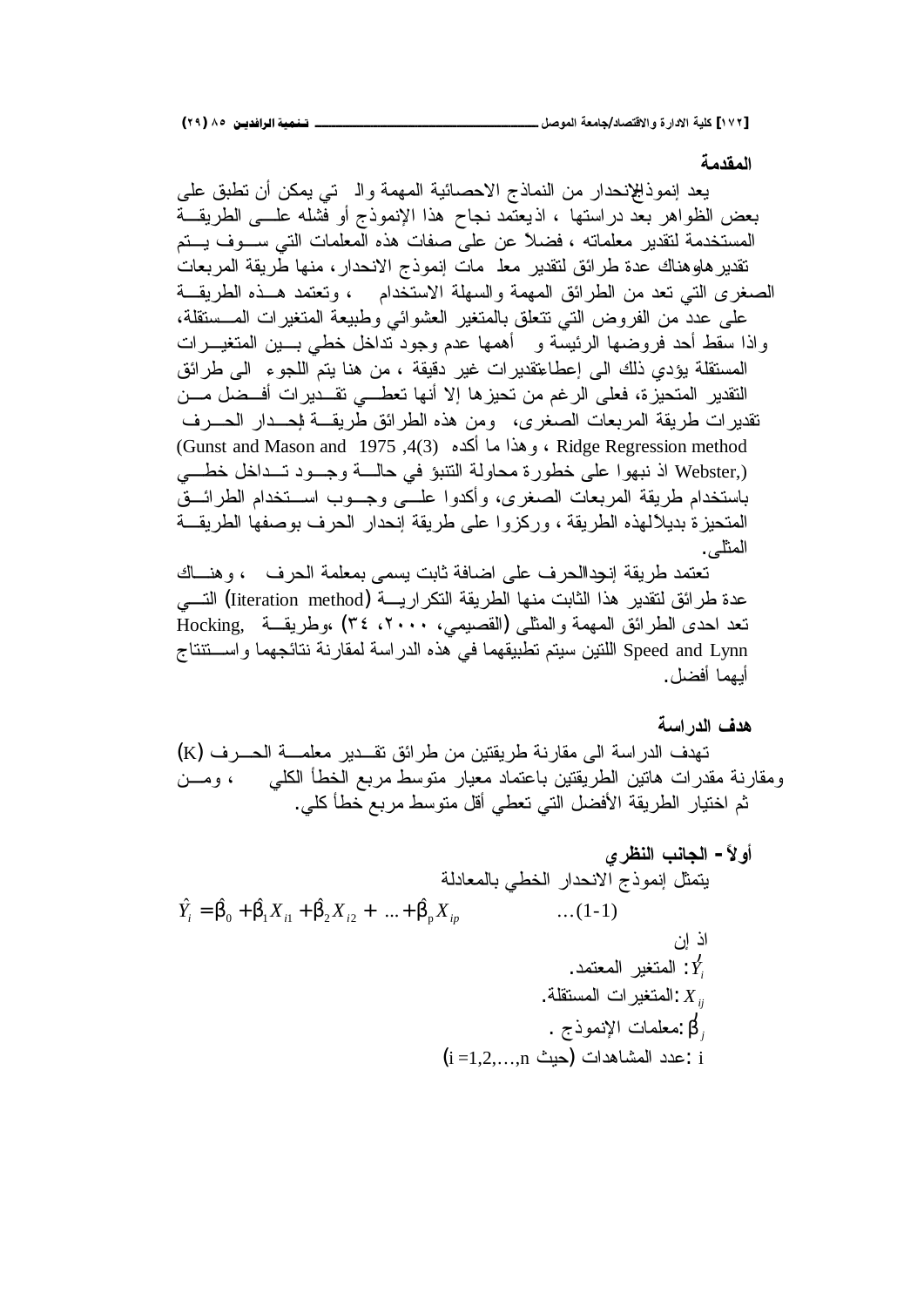## المقدمة

يعد إنموذج الانحدار من النماذج الاحصائية المهمة والتي يمكن أن تطبق على بعض الظواهر بعد دراستها ، اذ يعتمد نجاح هذا الإنموذج أو فشله على الطريقة المستخدمة لتقدير معلماته ، فضلاً عن على صفات هذه المعلمات التي سوف يتم تقديرها وهناك عدة طرائق لتقدير معلمات إنموذج الانحدار، منها طريقة المربعات الصغرى التي تعد من الطرائق المهمة والسهلة الاستخدام ، وتعتمد هذه الطريقة على عدد من الفروض التي تتعلق بالمتغير العشوائي وطبيعة المتغيرات المستقلة، واذا سقط أحد فروضها الرئيسة و أهمها عدم وجود تداخل خطي بين المتغيرات المستقلة يؤدي ذلك الى إعطاء تقديرات غير دقيقة ، من هنا يتم اللجوء الى طرائق التقدير المتحيزة، فعلى الرغم من تحيزها إلا أنها تعطي تقديرات أفضل من تقديرات طريقة المربعات الصغرى، ومن هذه الطرائق طريقة إنحدار الحرف Ridge Regression method ، وهذا ما أكده (Gunst and Mason and 1975 ,4(3) (Webster,) اذ نبهوا على خطورة محاولة التنبؤ في حالة وجود تداخل خطي باستخدام طريقة المربعات الصغرى، وأكدوا على وجوب استخدام الطرائق المتحيزة بديلاً لهذه الطريقة ، وركزوا على طريقة إنحدار الحرف بوصفها الطريقة المثلى.

تعتمد طريقة إنحدار الحرف على اضافة ثابت يسمى بمعلمة الحرف ، وهناك عدة طرائق لتقدير هذا الثابت منها الطريقة التكرارية (Iiteration method) التي تعد احدى الطرائق المهمة والمثلى (القصيمي، ٢٠٠٠، ٣٤) ،وطريقة Hocking, Speed and Lynn اللتين سيتم تطبيقهما في هذه الدراسة لمقارنة نتائجهما واستنتاج أيهما أفضل.

## هدف الدراسة

تهدف الدراسة الى مقارنة طريقتين من طرائق تقدير معلمة الحرف (K) ومقارنة مقدرات هاتين الطريقتين باعتماد معيار متوسط مربع الخطأ الكلي ، ومن ثم اختيار الطريقة الأفضل التي تعطي أقل متوسط مربع خطأ كلي.

## أولاً - الجانب النظري

يتمثل إنموذج الانحدار الخطي بالمعادلة

$$\hat{Y}_i = \hat{\beta}_0 + \hat{\beta}_1 X_{i1} + \hat{\beta}_2 X_{i2} + \ldots + \hat{\beta}_p X_{ip} \qquad \ldots(1\text{-}1)$$

اذ إن

$\hat{Y}_i$: المتغير المعتمد.

$X_{ij}$: المتغيرات المستقلة.

$\hat{\beta}_j$: معلمات الإنموذج .

i : عدد المشاهدات (حيث $i = 1,2,\ldots,n$)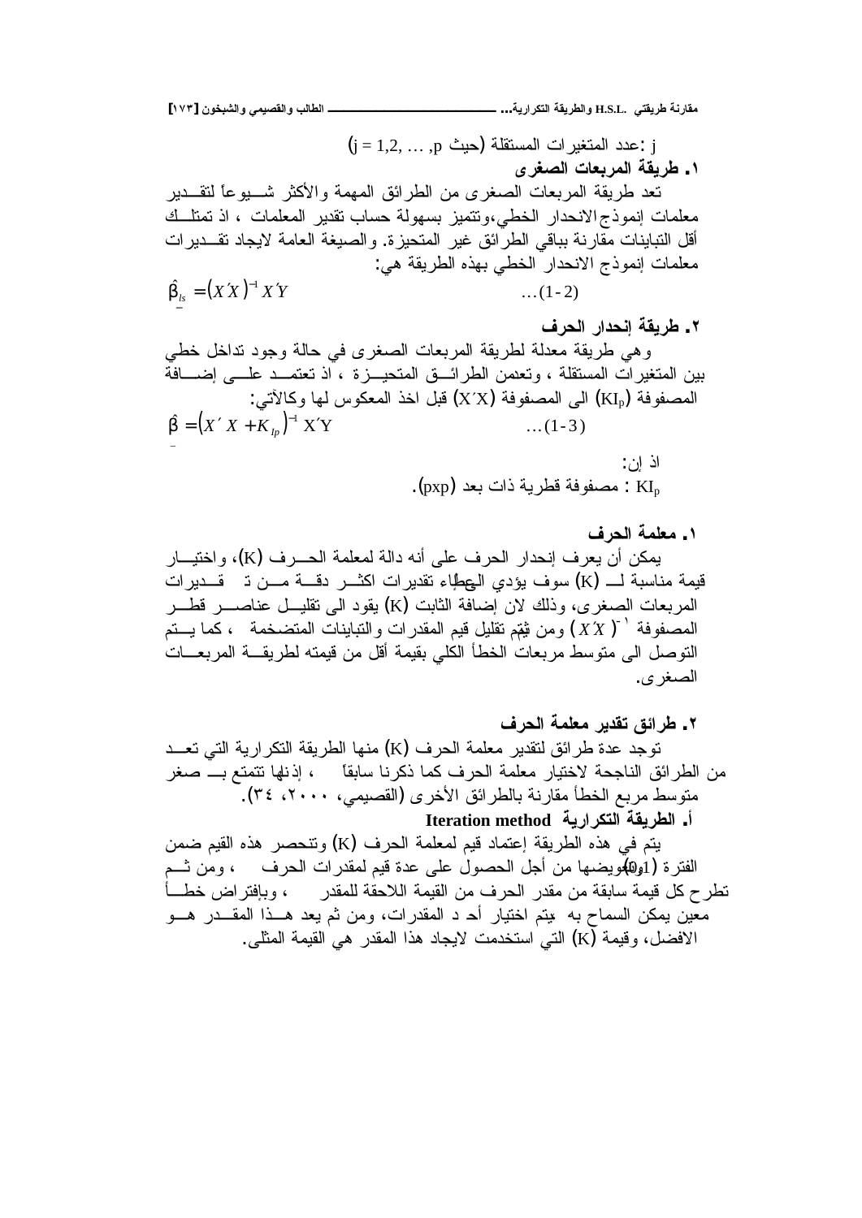j :عدد المتغيرات المستقلة (حيث $j = 1,2, \dots ,p$)

### ١. طريقة المربعات الصغرى

تعد طريقة المربعات الصغرى من الطرائق المهمة والأكثر شيوعاً لتقدير معلمات إنموذج الانحدار الخطي،وتتميز بسهولة حساب تقدير المعلمات ، اذ تمتلك أقل التباينات مقارنة بباقي الطرائق غير المتحيزة. والصيغة العامة لايجاد تقديرات معلمات إنموذج الانحدار الخطي بهذه الطريقة هي:

$$\hat{\underline{\beta}}_{ls} = (X'X)^{-1} X'Y \qquad \dots(1-2)$$

### ٢. طريقة إنحدار الحرف

وهي طريقة معدلة لطريقة المربعات الصغرى في حالة وجود تداخل خطي بين المتغيرات المستقلة ، وتعدمن الطرائق المتحيزة ، اذ تعتمد على إضافة المصفوفة ($KI_p$) الى المصفوفة ($X'X$) قبل اخذ المعكوس لها وكالآتي:

$$\hat{\underline{\beta}} = (X'X + K_{Ip})^{-1} X'Y \qquad \dots(1-3)$$

اذ إن:

$KI_p$ : مصفوفة قطرية ذات بعد (pxp).

#### ١. معلمة الحرف

يمكن أن يعرف إنحدار الحرف على أنه دالة لمعلمة الحرف (K)، واختيار قيمة مناسبة لـ (K) سوف يؤدي الى إعطاء تقديرات اكثر دقة من تقديرات المربعات الصغرى، وذلك لان إضافة الثابت (K) يقود الى تقليل عناصر قطر المصفوفة $(X'X)^{-1}$ ومن ثم تقليل قيم المقدرات والتباينات المتضخمة ، كما يتم التوصل الى متوسط مربعات الخطأ الكلي بقيمة أقل من قيمته لطريقة المربعات الصغرى.

#### ٢. طرائق تقدير معلمة الحرف

توجد عدة طرائق لتقدير معلمة الحرف (K) منها الطريقة التكرارية التي تعد من الطرائق الناجحة لاختيار معلمة الحرف كما ذكرنا سابقاً ، إذ انها تتمتع بـ صغر متوسط مربع الخطأ مقارنة بالطرائق الأخرى (القصيمي، ٢٠٠٠، ٣٤).

##### أ. الطريقة التكرارية Iteration method

يتم في هذه الطريقة إعتماد قيم لمعلمة الحرف (K) وتنحصر هذه القيم ضمن الفترة (0و1) ويتم تعويضها من أجل الحصول على عدة قيم لمقدرات الحرف ، ومن ثم تطرح كل قيمة سابقة من مقدر الحرف من القيمة اللاحقة للمقدر ، وبإفتراض خطأ معين يمكن السماح به يتم اختيار أحد المقدرات، ومن ثم يعد هذا المقدر هو الافضل، وقيمة (K) التي استخدمت لايجاد هذا المقدر هي القيمة المثلى.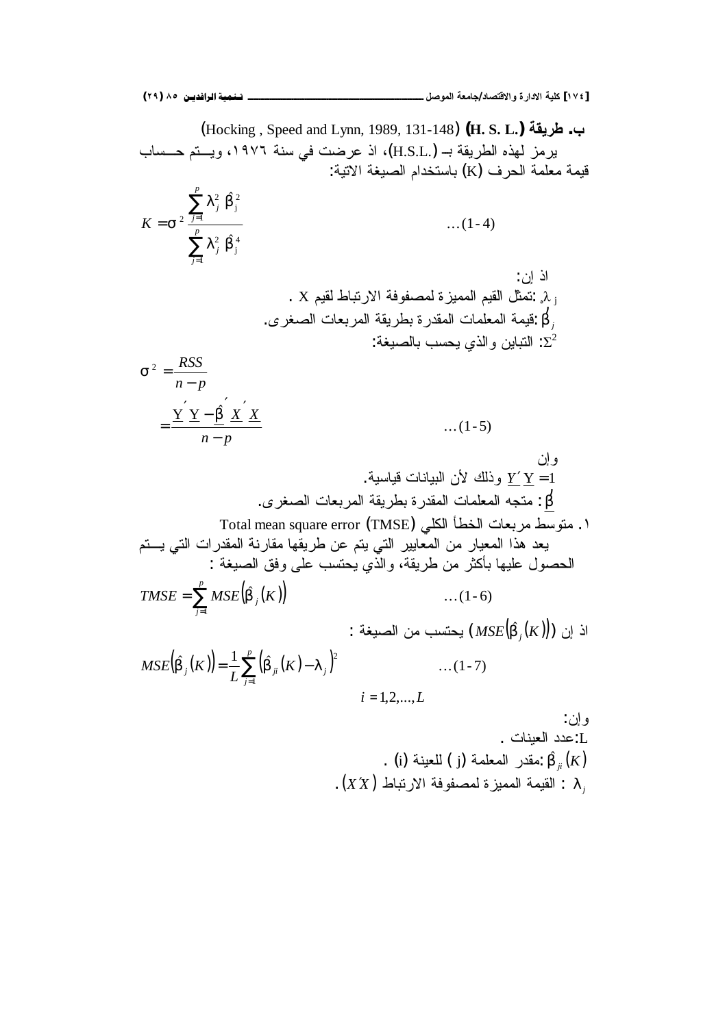**ب. طريقة (H. S. L.)** (Hocking , Speed and Lynn, 1989, 131-148)

يرمز لهذه الطريقة بـ (H.S.L.)، اذ عرضت في سنة ١٩٧٦، ويـتم حـساب قيمة معلمة الحرف (K) باستخدام الصيغة الاتية:

$$K = \sigma^2 \frac{\sum_{j=1}^{p} \lambda_j^2 \hat{\beta}_j^2}{\sum_{j=1}^{p} \lambda_j^2 \hat{\beta}_j^4} \qquad \ldots(1-4)$$

اذ إن:

$\lambda_j$ :تمثل القيم المميزة لمصفوفة الارتباط لقيم X .

$\hat{\beta}_j$ :قيمة المعلمات المقدرة بطريقة المربعات الصغرى.

$\Sigma^2$: التباين والذي يحسب بالصيغة:

$$\sigma^2 = \frac{RSS}{n-p}$$

$$= \frac{\underline{Y}'\underline{Y} - \underline{\hat{\beta}}'\underline{X}'\underline{X}}{n-p} \qquad \ldots(1-5)$$

وإن

$\underline{Y}'\underline{Y} = 1$ وذلك لأن البيانات قياسية.

$\underline{\hat{\beta}}'$ : متجه المعلمات المقدرة بطريقة المربعات الصغرى.

١. متوسط مربعات الخطأ الكلي (TMSE) Total mean square error

يعد هذا المعيار من المعايير التي يتم عن طريقها مقارنة المقدرات التي يـتم الحصول عليها بأكثر من طريقة، والذي يحتسب على وفق الصيغة :

$$TMSE = \sum_{j=1}^{p} MSE\left(\hat{\beta}_j(K)\right) \qquad \ldots(1-6)$$

اذ إن ($MSE\left(\hat{\beta}_j(K)\right)$) يحتسب من الصيغة :

$$MSE\left(\hat{\beta}_j(K)\right) = \frac{1}{L}\sum_{j=1}^{p}\left(\hat{\beta}_{ji}(K) - \lambda_j\right)^2 \qquad \ldots(1-7)$$

$$i = 1,2,\ldots,L$$

وإن:

L:عدد العينات .

$\hat{\beta}_{ji}(K)$ :مقدر المعلمة (j ) للعينة (i) .

$\lambda_j$ : القيمة المميزة لمصفوفة الارتباط ($X'X$) .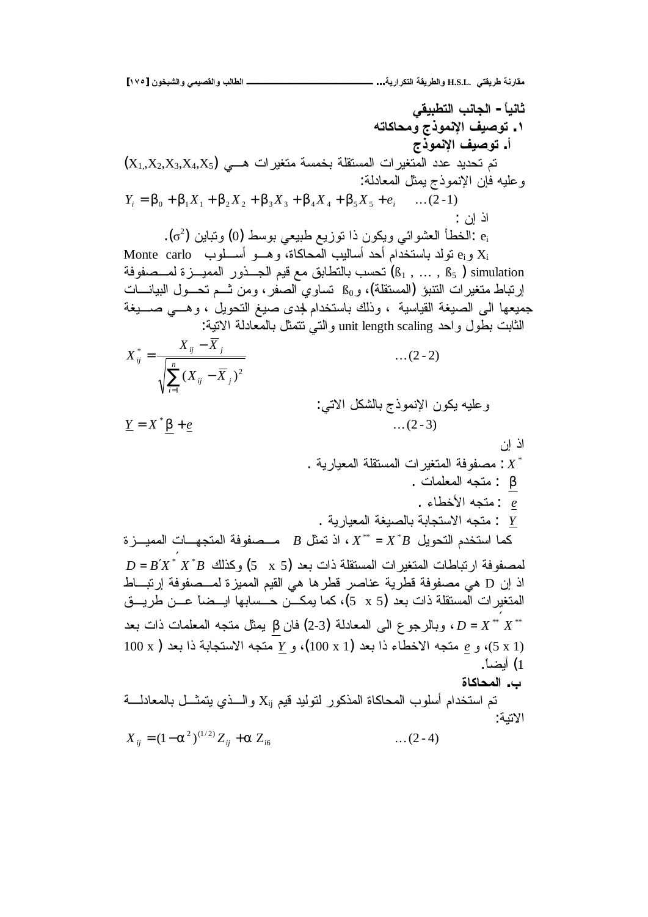## ثانياً - الجانب التطبيقي

### ١. توصيف الإنموذج ومحاكاته

#### أ. توصيف الإنموذج

تم تحديد عدد المتغيرات المستقلة بخمسة متغيرات هي $(X_1, X_2, X_3, X_4, X_5)$ وعليه فإن الإنموذج يمثل المعادلة:

$$Y_i = \beta_0 + \beta_1 X_1 + \beta_2 X_2 + \beta_3 X_3 + \beta_4 X_4 + \beta_5 X_5 + e_i \quad \ldots(2\text{-}1)$$

اذ إن :

$e_i$ :الخطأ العشوائي ويكون ذا توزيع طبيعي بوسط (0) وتباين $(\sigma^2)$.

$X_i$ و $e_i$ تولد باستخدام أحد أساليب المحاكاة، وهو أسلوب Monte carlo simulation $(\beta_1 , \ldots , \beta_5)$ تحسب بالتطابق مع قيم الجذور المميزة لمصفوفة إرتباط متغيرات التنبؤ (المستقلة)، و $\beta_0$ تساوي الصفر، ومن ثم تحول البيانات جميعها الى الصيغة القياسية ، وذلك باستخدام إحدى صيغ التحويل ، وهي صيغة الثابت بطول واحد unit length scaling والتي تتمثل بالمعادلة الاتية:

$$X^*_{ij} = \frac{X_{ij} - \bar{X}_j}{\sqrt{\sum_{i=1}^{n} (X_{ij} - \bar{X}_j)^2}} \quad \ldots(2\text{-}2)$$

وعليه يكون الإنموذج بالشكل الاتي:

$$\underline{Y} = X^* \underline{\beta} + \underline{e} \quad \ldots(2\text{-}3)$$

اذ إن

$X^*$ : مصفوفة المتغيرات المستقلة المعيارية .

$\underline{\beta}$ : متجه المعلمات .

$\underline{e}$ : متجه الأخطاء .

$\underline{Y}$ : متجه الاستجابة بالصيغة المعيارية .

كما استخدم التحويل $X^{**} = X^* B$ ، اذ تمثل $B$ مصفوفة المتجهات المميزة لمصفوفة ارتباطات المتغيرات المستقلة ذات بعد (5 x 5) وكذلك $D = B' X^{*'} X^* B$ اذ إن D هي مصفوفة قطرية عناصر قطرها هي القيم المميزة لمصفوفة إرتباط المتغيرات المستقلة ذات بعد (5 x 5)، كما يمكن حسابها ايضاً عن طريق $D = X^{**'} X^{**}$ ، وبالرجوع الى المعادلة (2-3) فان $\underline{\beta}$ يمثل متجه المعلمات ذات بعد (5 x 1)، و $\underline{e}$ متجه الاخطاء ذا بعد (100 x 1)، و $\underline{Y}$ متجه الاستجابة ذا بعد (100 x 1) أيضاً.

#### ب. المحاكاة

تم استخدام أسلوب المحاكاة المذكور لتوليد قيم $X_{ij}$ والذي يتمثل بالمعادلة الاتية:

$$X_{ij} = (1 - \alpha^2)^{(1/2)} Z_{ij} + \alpha \, Z_{i6} \quad \ldots(2\text{-}4)$$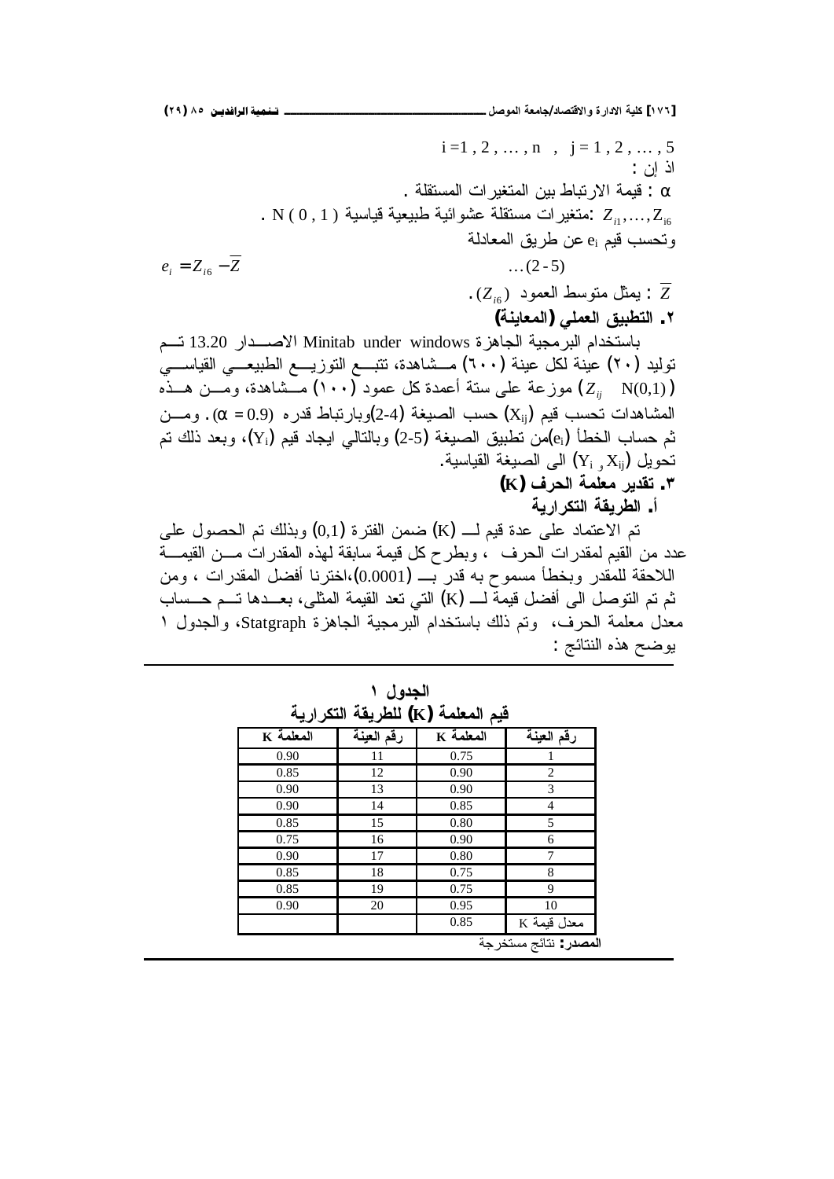$i = 1, 2, \dots, n \quad , \quad j = 1, 2, \dots, 5$

اذ إن :

$\alpha$ : قيمة الارتباط بين المتغيرات المستقلة .

$Z_{i1}, \dots, Z_{i6}$ :متغيرات مستقلة عشوائية طبيعية قياسية $N(0, 1)$ .

وتحسب قيم $e_i$ عن طريق المعادلة

$$e_i = Z_{i6} - \bar{Z} \qquad \dots(2\text{-}5)$$

$\bar{Z}$ : يمثل متوسط العمود $(Z_{i6})$ .

## ٢. التطبيق العملي (المعاينة)

باستخدام البرمجية الجاهزة Minitab under windows الاصدار 13.20 تم توليد (٢٠) عينة لكل عينة (٦٠٠) مشاهدة، تتبع التوزيع الطبيعي القياسي ($Z_{ij} \quad N(0,1)$) موزعة على ستة أعمدة كل عمود (١٠٠) مشاهدة، ومن هذه المشاهدات تحسب قيم ($X_{ij}$) حسب الصيغة (2-4)وبارتباط قدره ($\alpha = 0.9$) . ومن ثم حساب الخطأ ($e_i$)من تطبيق الصيغة (2-5) وبالتالي ايجاد قيم ($Y_i$)، وبعد ذلك تم تحويل ($X_{ij}$ و $Y_i$) الى الصيغة القياسية.

## ٣. تقدير معلمة الحرف (K)

### أ. الطريقة التكرارية

تم الاعتماد على عدة قيم لـ (K) ضمن الفترة (0,1) وبذلك تم الحصول على عدد من القيم لمقدرات الحرف ، وبطرح كل قيمة سابقة لهذه المقدرات من القيمة اللاحقة للمقدر وبخطأ مسموح به قدر بـ (0.0001)،اخترنا أفضل المقدرات ، ومن ثم تم التوصل الى أفضل قيمة لـ (K) التي تعد القيمة المثلى، بعدها تم حساب معدل معلمة الحرف، وتم ذلك باستخدام البرمجية الجاهزة Statgraph، والجدول ١ يوضح هذه النتائج :

**الجدول ١**

**قيم المعلمة (K) للطريقة التكرارية**

| رقم العينة | المعلمة K | رقم العينة | المعلمة K |
|---|---|---|---|
| 1 | 0.75 | 11 | 0.90 |
| 2 | 0.90 | 12 | 0.85 |
| 3 | 0.90 | 13 | 0.90 |
| 4 | 0.85 | 14 | 0.90 |
| 5 | 0.80 | 15 | 0.85 |
| 6 | 0.90 | 16 | 0.75 |
| 7 | 0.80 | 17 | 0.90 |
| 8 | 0.75 | 18 | 0.85 |
| 9 | 0.75 | 19 | 0.85 |
| 10 | 0.95 | 20 | 0.90 |
| معدل قيمة K | 0.85 | | |

**المصدر:** نتائج مستخرجة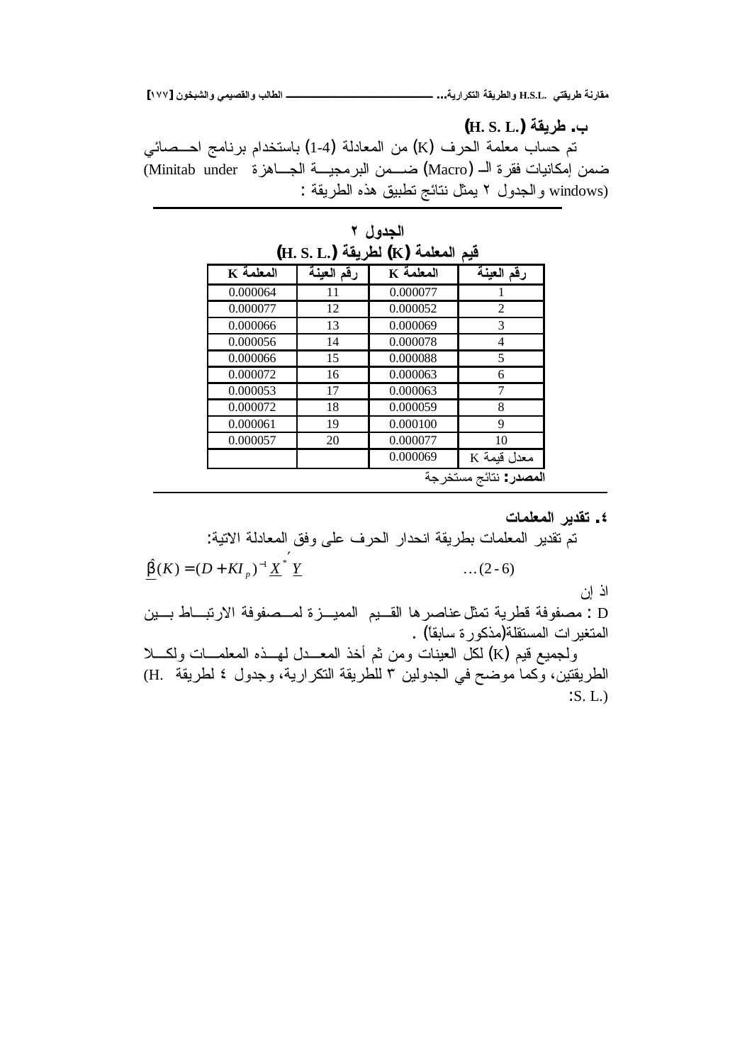### ب. طريقة (H. S. L.)

تم حساب معلمة الحرف (K) من المعادلة (1-4) باستخدام برنامج احصائي ضمن إمكانيات فقرة الـ (Macro) ضمن البرمجية الجاهزة (Minitab under windows) والجدول ٢ يمثل نتائج تطبيق هذه الطريقة :

**الجدول ٢**
**قيم المعلمة (K) لطريقة (H. S. L.)**

| رقم العينة | المعلمة K | رقم العينة | المعلمة K |
|---|---|---|---|
| 1 | 0.000077 | 11 | 0.000064 |
| 2 | 0.000052 | 12 | 0.000077 |
| 3 | 0.000069 | 13 | 0.000066 |
| 4 | 0.000078 | 14 | 0.000056 |
| 5 | 0.000088 | 15 | 0.000066 |
| 6 | 0.000063 | 16 | 0.000072 |
| 7 | 0.000063 | 17 | 0.000053 |
| 8 | 0.000059 | 18 | 0.000072 |
| 9 | 0.000100 | 19 | 0.000061 |
| 10 | 0.000077 | 20 | 0.000057 |
| معدل قيمة K | 0.000069 | | |

**المصدر:** نتائج مستخرجة

### ٤. تقدير المعلمات

تم تقدير المعلمات بطريقة انحدار الحرف على وفق المعادلة الاتية:

$$\underline{\hat{\beta}}(K) = (D + KI_p)^{-1} \underline{X}^{*'} \underline{Y} \qquad \ldots (2\text{-}6)$$

اذ إن

D : مصفوفة قطرية تمثل عناصرها القيم المميزة لمصفوفة الارتباط بين المتغيرات المستقلة(مذكورة سابقاً) .

ولجميع قيم (K) لكل العينات ومن ثم أخذ المعدل لهذه المعلمات ولكلا الطريقتين، وكما موضح في الجدولين ٣ للطريقة التكرارية، وجدول ٤ لطريقة (H. S. L.):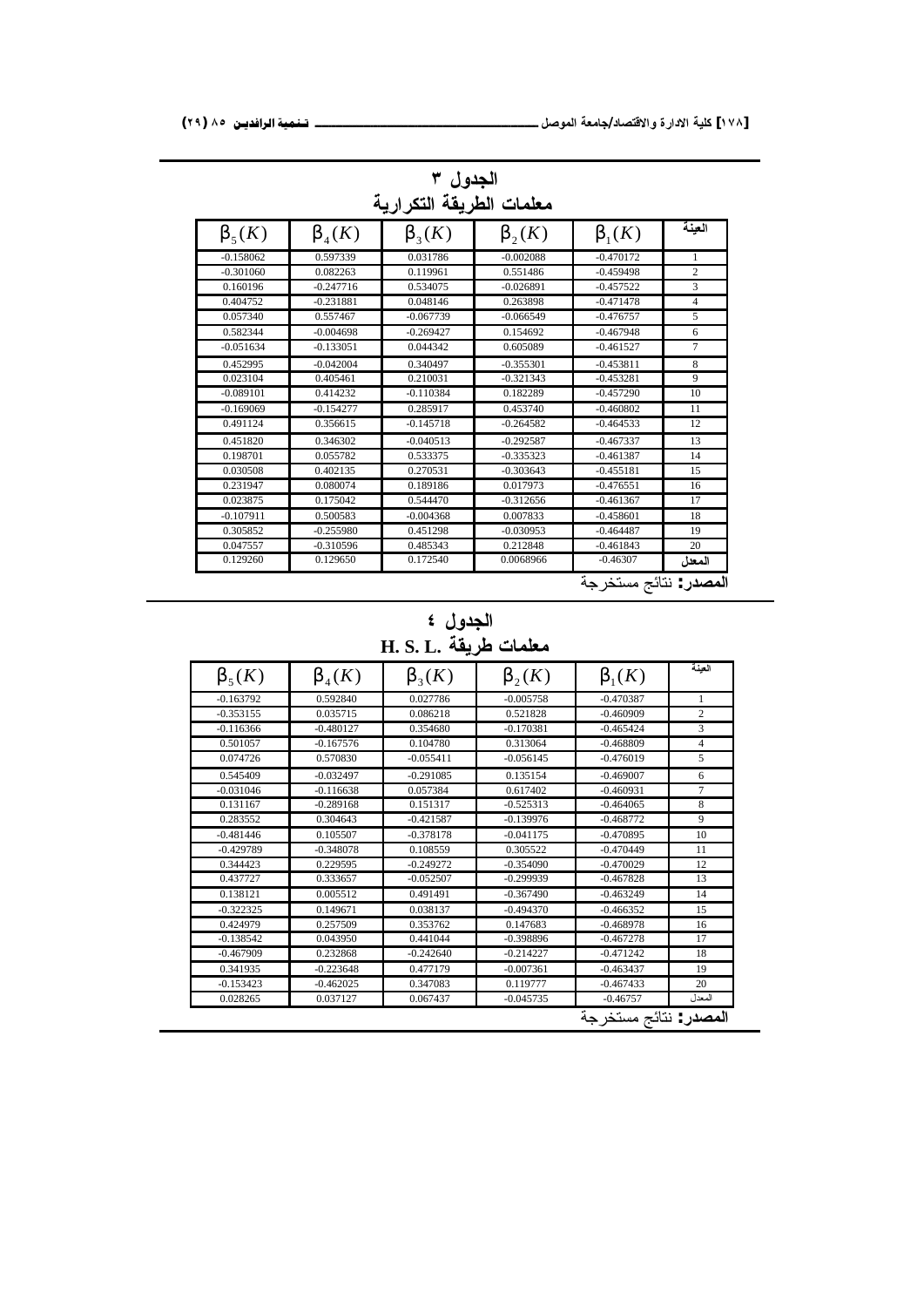## الجدول ٣
## معلمات الطريقة التكرارية

| $\beta_5(K)$ | $\beta_4(K)$ | $\beta_3(K)$ | $\beta_2(K)$ | $\beta_1(K)$ | العينة |
|---|---|---|---|---|---|
| -0.158062 | 0.597339 | 0.031786 | -0.002088 | -0.470172 | 1 |
| -0.301060 | 0.082263 | 0.119961 | 0.551486 | -0.459498 | 2 |
| 0.160196 | -0.247716 | 0.534075 | -0.026891 | -0.457522 | 3 |
| 0.404752 | -0.231881 | 0.048146 | 0.263898 | -0.471478 | 4 |
| 0.057340 | 0.557467 | -0.067739 | -0.066549 | -0.476757 | 5 |
| 0.582344 | -0.004698 | -0.269427 | 0.154692 | -0.467948 | 6 |
| -0.051634 | -0.133051 | 0.044342 | 0.605089 | -0.461527 | 7 |
| 0.452995 | -0.042004 | 0.340497 | -0.355301 | -0.453811 | 8 |
| 0.023104 | 0.405461 | 0.210031 | -0.321343 | -0.453281 | 9 |
| -0.089101 | 0.414232 | -0.110384 | 0.182289 | -0.457290 | 10 |
| -0.169069 | -0.154277 | 0.285917 | 0.453740 | -0.460802 | 11 |
| 0.491124 | 0.356615 | -0.145718 | -0.264582 | -0.464533 | 12 |
| 0.451820 | 0.346302 | -0.040513 | -0.292587 | -0.467337 | 13 |
| 0.198701 | 0.055782 | 0.533375 | -0.335323 | -0.461387 | 14 |
| 0.030508 | 0.402135 | 0.270531 | -0.303643 | -0.455181 | 15 |
| 0.231947 | 0.080074 | 0.189186 | 0.017973 | -0.476551 | 16 |
| 0.023875 | 0.175042 | 0.544470 | -0.312656 | -0.461367 | 17 |
| -0.107911 | 0.500583 | -0.004368 | 0.007833 | -0.458601 | 18 |
| 0.305852 | -0.255980 | 0.451298 | -0.030953 | -0.464487 | 19 |
| 0.047557 | -0.310596 | 0.485343 | 0.212848 | -0.461843 | 20 |
| 0.129260 | 0.129650 | 0.172540 | 0.0068966 | -0.46307 | المعدل |

**المصدر:** نتائج مستخرجة

## الجدول ٤
## معلمات طريقة H. S. L.

| $\beta_5(K)$ | $\beta_4(K)$ | $\beta_3(K)$ | $\beta_2(K)$ | $\beta_1(K)$ | العينة |
|---|---|---|---|---|---|
| -0.163792 | 0.592840 | 0.027786 | -0.005758 | -0.470387 | 1 |
| -0.353155 | 0.035715 | 0.086218 | 0.521828 | -0.460909 | 2 |
| -0.116366 | -0.480127 | 0.354680 | -0.170381 | -0.465424 | 3 |
| 0.501057 | -0.167576 | 0.104780 | 0.313064 | -0.468809 | 4 |
| 0.074726 | 0.570830 | -0.055411 | -0.056145 | -0.476019 | 5 |
| 0.545409 | -0.032497 | -0.291085 | 0.135154 | -0.469007 | 6 |
| -0.031046 | -0.116638 | 0.057384 | 0.617402 | -0.460931 | 7 |
| 0.131167 | -0.289168 | 0.151317 | -0.525313 | -0.464065 | 8 |
| 0.283552 | 0.304643 | -0.421587 | -0.139976 | -0.468772 | 9 |
| -0.481446 | 0.105507 | -0.378178 | -0.041175 | -0.470895 | 10 |
| -0.429789 | -0.348078 | 0.108559 | 0.305522 | -0.470449 | 11 |
| 0.344423 | 0.229595 | -0.249272 | -0.354090 | -0.470029 | 12 |
| 0.437727 | 0.333657 | -0.052507 | -0.299939 | -0.467828 | 13 |
| 0.138121 | 0.005512 | 0.491491 | -0.367490 | -0.463249 | 14 |
| -0.322325 | 0.149671 | 0.038137 | -0.494370 | -0.466352 | 15 |
| 0.424979 | 0.257509 | 0.353762 | 0.147683 | -0.468978 | 16 |
| -0.138542 | 0.043950 | 0.441044 | -0.398896 | -0.467278 | 17 |
| -0.467909 | 0.232868 | -0.242640 | -0.214227 | -0.471242 | 18 |
| 0.341935 | -0.223648 | 0.477179 | -0.007361 | -0.463437 | 19 |
| -0.153423 | -0.462025 | 0.347083 | 0.119777 | -0.467433 | 20 |
| 0.028265 | 0.037127 | 0.067437 | -0.045735 | -0.46757 | المعدل |

**المصدر:** نتائج مستخرجة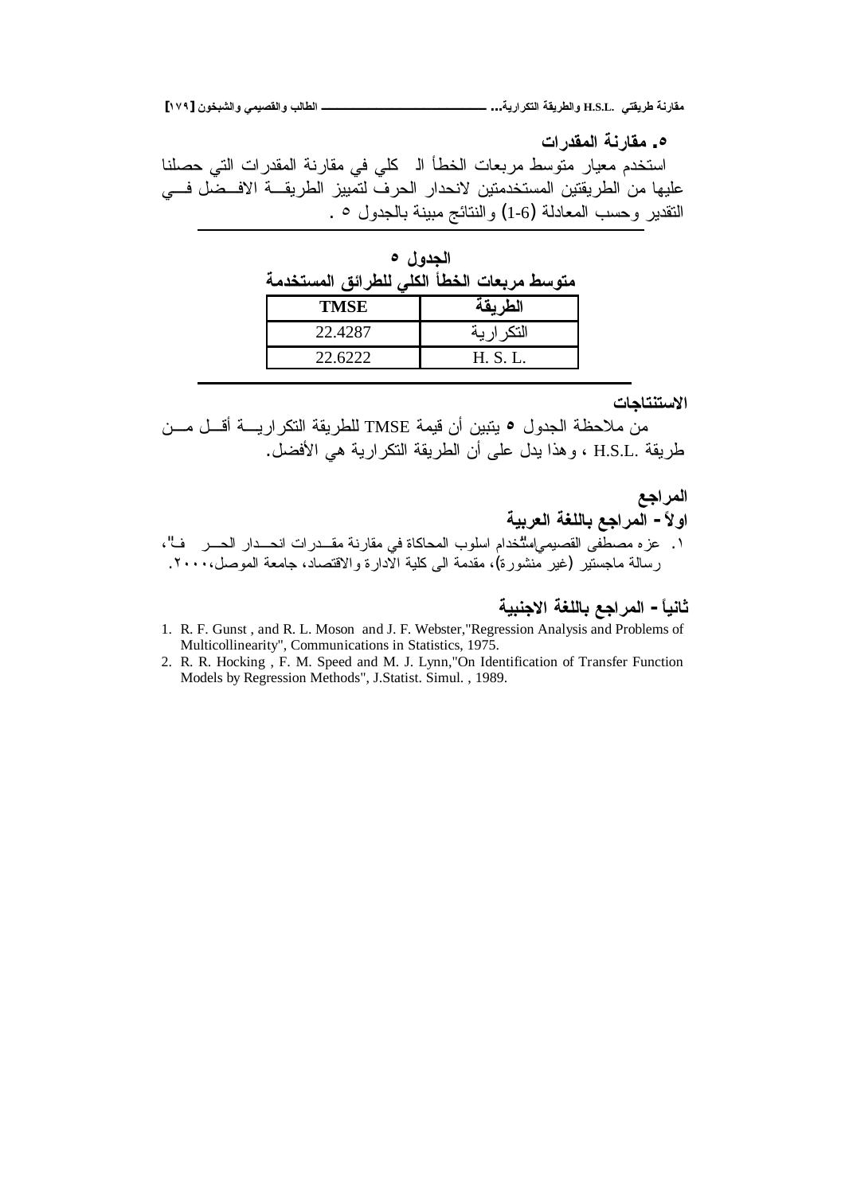## ٥. مقارنة المقدرات

استخدم معيار متوسط مربعات الخطأ الـ كلي في مقارنة المقدرات التي حصلنا عليها من الطريقتين المستخدمتين لانحدار الحرف لتمييز الطريقة الافضل في التقدير وحسب المعادلة (6-1) والنتائج مبينة بالجدول ٥ .

**الجدول ٥**
**متوسط مربعات الخطأ الكلي للطرائق المستخدمة**

| TMSE | الطريقة |
|---|---|
| 22.4287 | التكرارية |
| 22.6222 | H. S. L. |

## الاستنتاجات

من ملاحظة الجدول ٥ يتبين أن قيمة TMSE للطريقة التكرارية أقل من طريقة .H.S.L ، وهذا يدل على أن الطريقة التكرارية هي الأفضل.

## المراجع

### اولاً - المراجع باللغة العربية

١. عزه مصطفى القصيمي،استخدام اسلوب المحاكاة في مقارنة مقدرات انحدار الحرف"، رسالة ماجستير (غير منشورة)، مقدمة الى كلية الادارة والاقتصاد، جامعة الموصل،٢٠٠٠.

### ثانياً - المراجع باللغة الاجنبية

1. R. F. Gunst , and R. L. Moson and J. F. Webster,"Regression Analysis and Problems of Multicollinearity", Communications in Statistics, 1975.
2. R. R. Hocking , F. M. Speed and M. J. Lynn,"On Identification of Transfer Function Models by Regression Methods", J.Statist. Simul. , 1989.